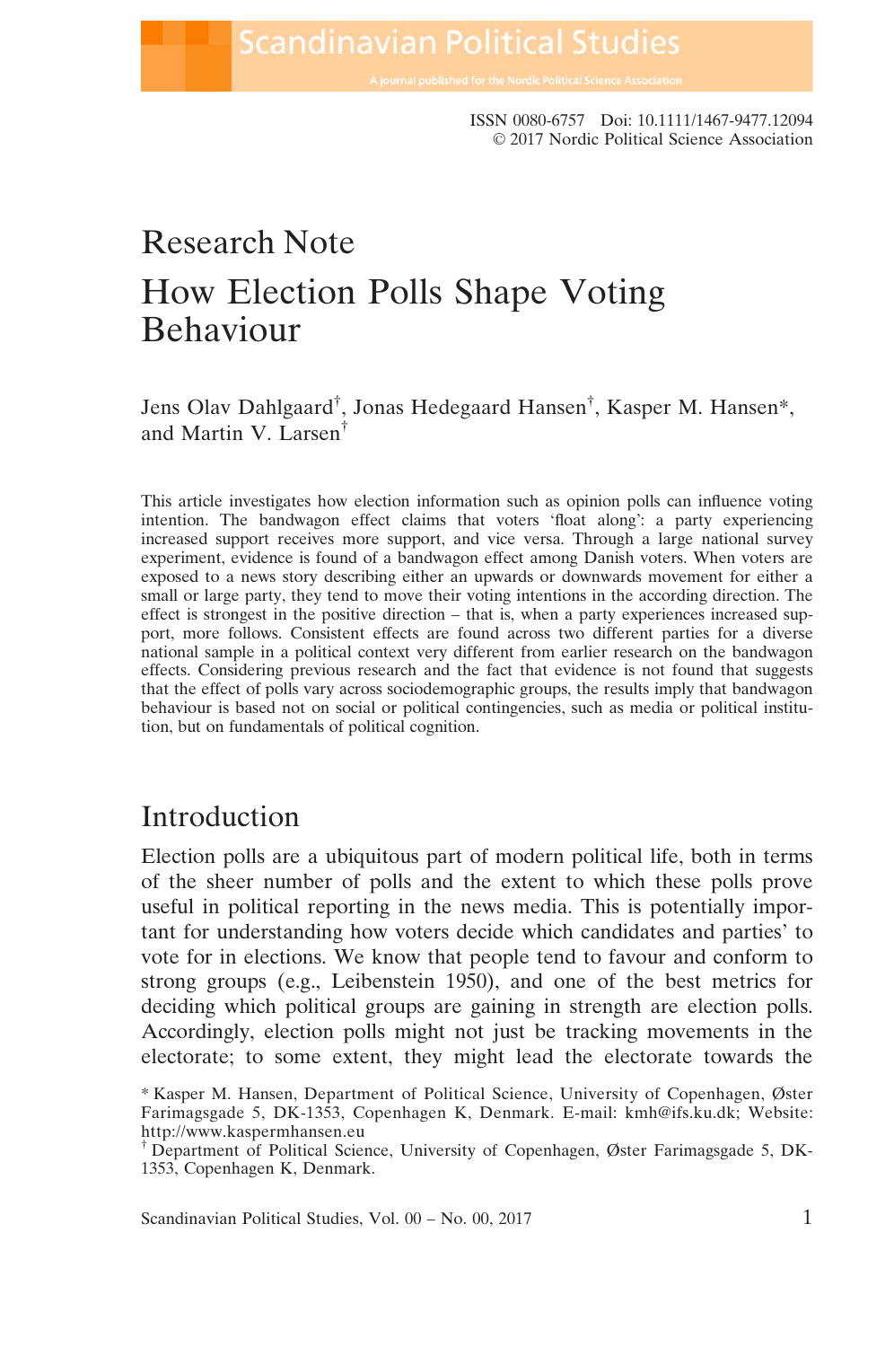Research Note

# How Election Polls Shape Voting Behaviour

Jens Olav Dahlgaard[†], Jonas Hedegaard Hansen[†], Kasper M. Hansen*, and Martin V. Larsen[†]

This article investigates how election information such as opinion polls can influence voting intention. The bandwagon effect claims that voters 'float along': a party experiencing increased support receives more support, and vice versa. Through a large national survey experiment, evidence is found of a bandwagon effect among Danish voters. When voters are exposed to a news story describing either an upwards or downwards movement for either a small or large party, they tend to move their voting intentions in the according direction. The effect is strongest in the positive direction – that is, when a party experiences increased support, more follows. Consistent effects are found across two different parties for a diverse national sample in a political context very different from earlier research on the bandwagon effects. Considering previous research and the fact that evidence is not found that suggests that the effect of polls vary across sociodemographic groups, the results imply that bandwagon behaviour is based not on social or political contingencies, such as media or political institution, but on fundamentals of political cognition.

## Introduction

Election polls are a ubiquitous part of modern political life, both in terms of the sheer number of polls and the extent to which these polls prove useful in political reporting in the news media. This is potentially important for understanding how voters decide which candidates and parties' to vote for in elections. We know that people tend to favour and conform to strong groups (e.g., Leibenstein 1950), and one of the best metrics for deciding which political groups are gaining in strength are election polls. Accordingly, election polls might not just be tracking movements in the electorate; to some extent, they might lead the electorate towards the

\* Kasper M. Hansen, Department of Political Science, University of Copenhagen, Øster Farimagsgade 5, DK-1353, Copenhagen K, Denmark. E-mail: kmh@ifs.ku.dk; Website: http://www.kaspermhansen.eu

[†] Department of Political Science, University of Copenhagen, Øster Farimagsgade 5, DK-1353, Copenhagen K, Denmark.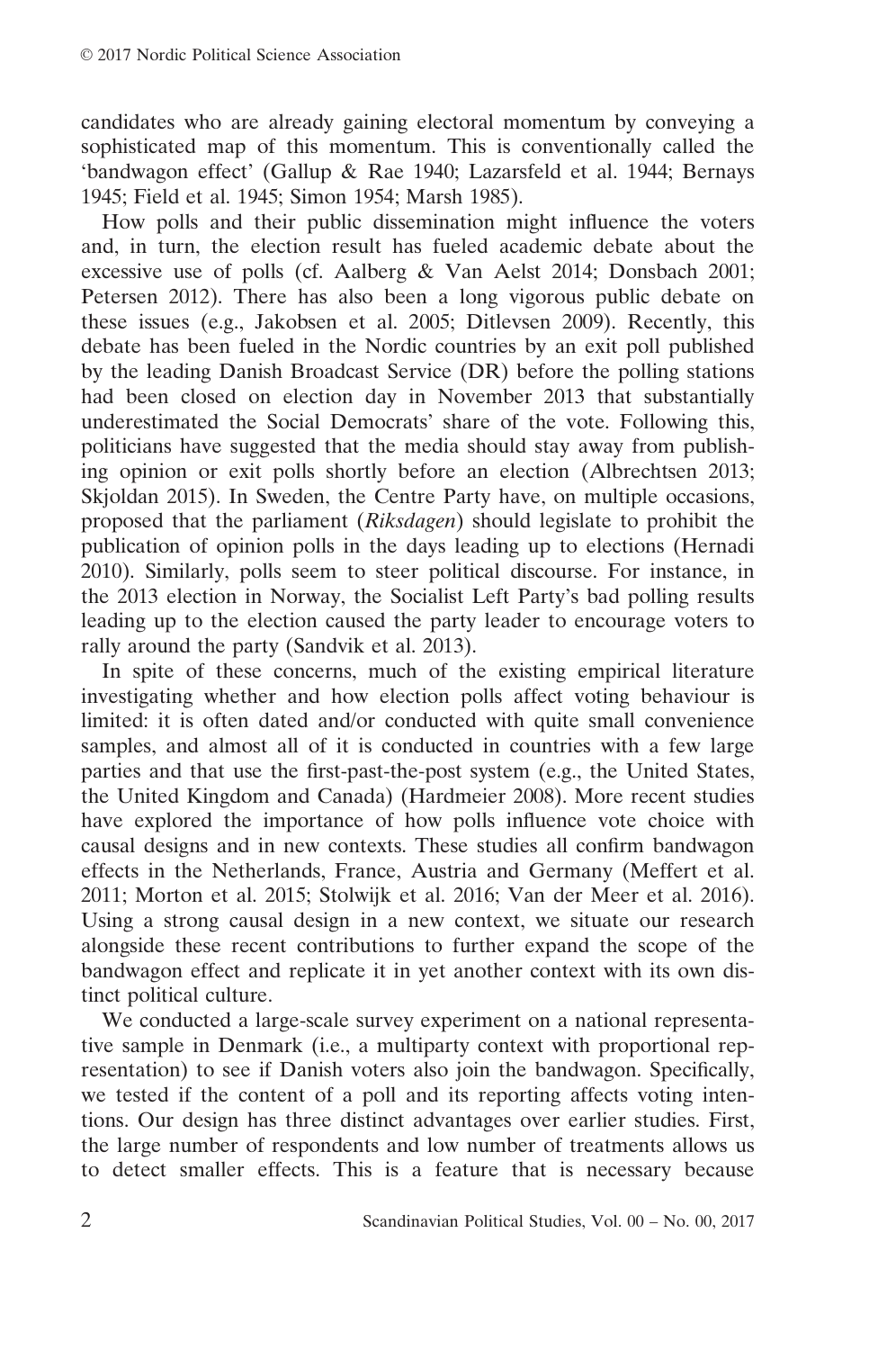candidates who are already gaining electoral momentum by conveying a sophisticated map of this momentum. This is conventionally called the 'bandwagon effect' (Gallup & Rae 1940; Lazarsfeld et al. 1944; Bernays 1945; Field et al. 1945; Simon 1954; Marsh 1985).

How polls and their public dissemination might influence the voters and, in turn, the election result has fueled academic debate about the excessive use of polls (cf. Aalberg & Van Aelst 2014; Donsbach 2001; Petersen 2012). There has also been a long vigorous public debate on these issues (e.g., Jakobsen et al. 2005; Ditlevsen 2009). Recently, this debate has been fueled in the Nordic countries by an exit poll published by the leading Danish Broadcast Service (DR) before the polling stations had been closed on election day in November 2013 that substantially underestimated the Social Democrats' share of the vote. Following this, politicians have suggested that the media should stay away from publishing opinion or exit polls shortly before an election (Albrechtsen 2013; Skjoldan 2015). In Sweden, the Centre Party have, on multiple occasions, proposed that the parliament (*Riksdagen*) should legislate to prohibit the publication of opinion polls in the days leading up to elections (Hernadi 2010). Similarly, polls seem to steer political discourse. For instance, in the 2013 election in Norway, the Socialist Left Party's bad polling results leading up to the election caused the party leader to encourage voters to rally around the party (Sandvik et al. 2013).

In spite of these concerns, much of the existing empirical literature investigating whether and how election polls affect voting behaviour is limited: it is often dated and/or conducted with quite small convenience samples, and almost all of it is conducted in countries with a few large parties and that use the first-past-the-post system (e.g., the United States, the United Kingdom and Canada) (Hardmeier 2008). More recent studies have explored the importance of how polls influence vote choice with causal designs and in new contexts. These studies all confirm bandwagon effects in the Netherlands, France, Austria and Germany (Meffert et al. 2011; Morton et al. 2015; Stolwijk et al. 2016; Van der Meer et al. 2016). Using a strong causal design in a new context, we situate our research alongside these recent contributions to further expand the scope of the bandwagon effect and replicate it in yet another context with its own distinct political culture.

We conducted a large-scale survey experiment on a national representative sample in Denmark (i.e., a multiparty context with proportional representation) to see if Danish voters also join the bandwagon. Specifically, we tested if the content of a poll and its reporting affects voting intentions. Our design has three distinct advantages over earlier studies. First, the large number of respondents and low number of treatments allows us to detect smaller effects. This is a feature that is necessary because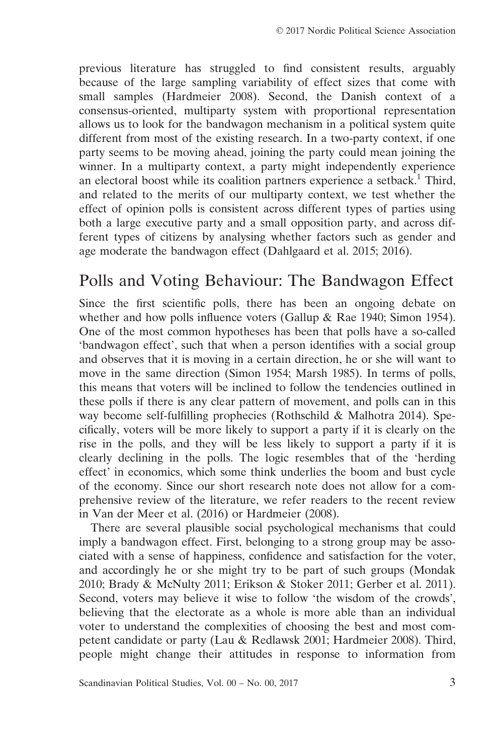previous literature has struggled to find consistent results, arguably because of the large sampling variability of effect sizes that come with small samples (Hardmeier 2008). Second, the Danish context of a consensus-oriented, multiparty system with proportional representation allows us to look for the bandwagon mechanism in a political system quite different from most of the existing research. In a two-party context, if one party seems to be moving ahead, joining the party could mean joining the winner. In a multiparty context, a party might independently experience an electoral boost while its coalition partners experience a setback.[1] Third, and related to the merits of our multiparty context, we test whether the effect of opinion polls is consistent across different types of parties using both a large executive party and a small opposition party, and across different types of citizens by analysing whether factors such as gender and age moderate the bandwagon effect (Dahlgaard et al. 2015; 2016).

## Polls and Voting Behaviour: The Bandwagon Effect

Since the first scientific polls, there has been an ongoing debate on whether and how polls influence voters (Gallup & Rae 1940; Simon 1954). One of the most common hypotheses has been that polls have a so-called 'bandwagon effect', such that when a person identifies with a social group and observes that it is moving in a certain direction, he or she will want to move in the same direction (Simon 1954; Marsh 1985). In terms of polls, this means that voters will be inclined to follow the tendencies outlined in these polls if there is any clear pattern of movement, and polls can in this way become self-fulfilling prophecies (Rothschild & Malhotra 2014). Specifically, voters will be more likely to support a party if it is clearly on the rise in the polls, and they will be less likely to support a party if it is clearly declining in the polls. The logic resembles that of the 'herding effect' in economics, which some think underlies the boom and bust cycle of the economy. Since our short research note does not allow for a comprehensive review of the literature, we refer readers to the recent review in Van der Meer et al. (2016) or Hardmeier (2008).

There are several plausible social psychological mechanisms that could imply a bandwagon effect. First, belonging to a strong group may be associated with a sense of happiness, confidence and satisfaction for the voter, and accordingly he or she might try to be part of such groups (Mondak 2010; Brady & McNulty 2011; Erikson & Stoker 2011; Gerber et al. 2011). Second, voters may believe it wise to follow 'the wisdom of the crowds', believing that the electorate as a whole is more able than an individual voter to understand the complexities of choosing the best and most competent candidate or party (Lau & Redlawsk 2001; Hardmeier 2008). Third, people might change their attitudes in response to information from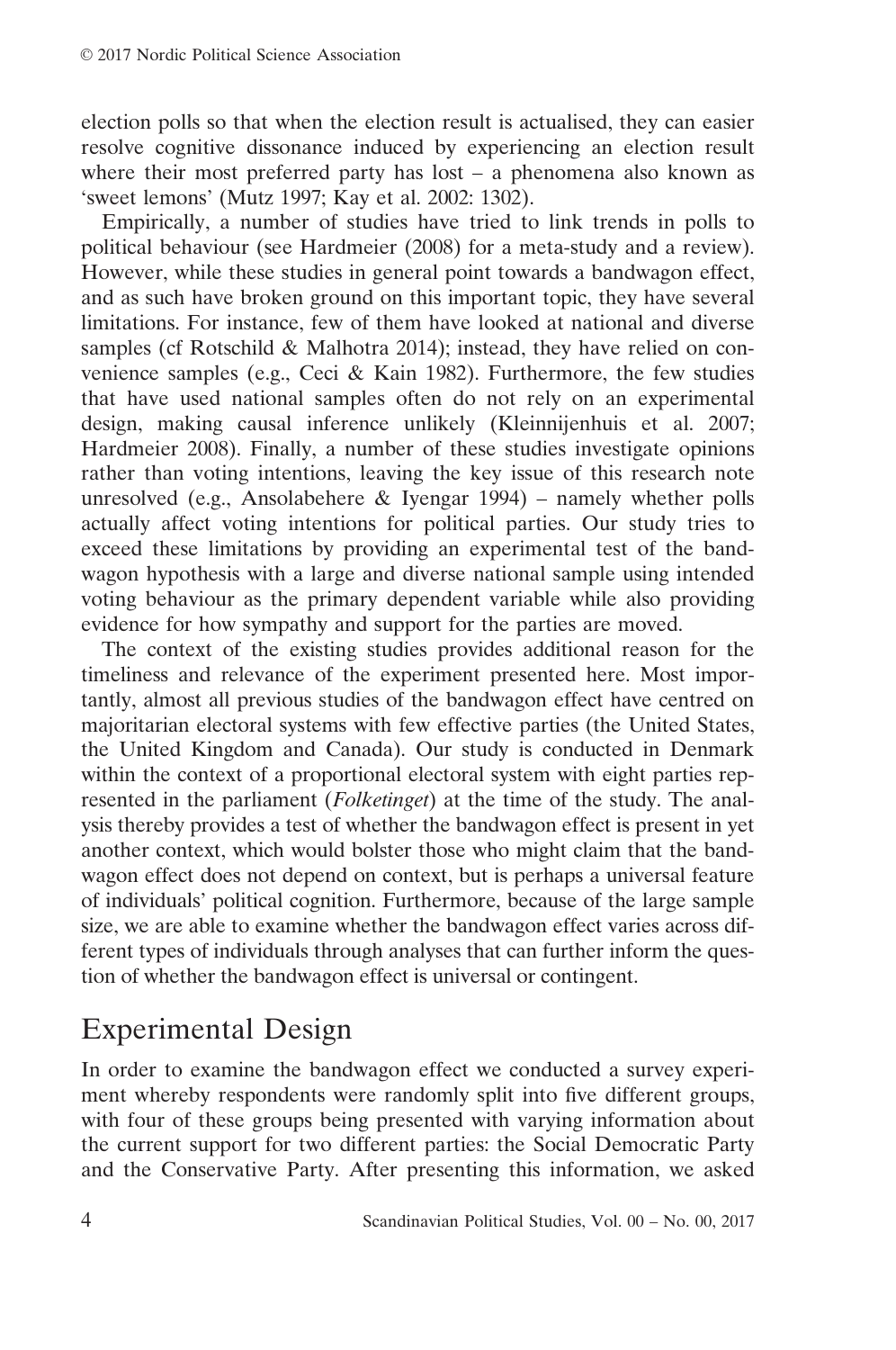election polls so that when the election result is actualised, they can easier resolve cognitive dissonance induced by experiencing an election result where their most preferred party has lost – a phenomena also known as 'sweet lemons' (Mutz 1997; Kay et al. 2002: 1302).

Empirically, a number of studies have tried to link trends in polls to political behaviour (see Hardmeier (2008) for a meta-study and a review). However, while these studies in general point towards a bandwagon effect, and as such have broken ground on this important topic, they have several limitations. For instance, few of them have looked at national and diverse samples (cf Rotschild & Malhotra 2014); instead, they have relied on convenience samples (e.g., Ceci & Kain 1982). Furthermore, the few studies that have used national samples often do not rely on an experimental design, making causal inference unlikely (Kleinnijenhuis et al. 2007; Hardmeier 2008). Finally, a number of these studies investigate opinions rather than voting intentions, leaving the key issue of this research note unresolved (e.g., Ansolabehere & Iyengar 1994) – namely whether polls actually affect voting intentions for political parties. Our study tries to exceed these limitations by providing an experimental test of the bandwagon hypothesis with a large and diverse national sample using intended voting behaviour as the primary dependent variable while also providing evidence for how sympathy and support for the parties are moved.

The context of the existing studies provides additional reason for the timeliness and relevance of the experiment presented here. Most importantly, almost all previous studies of the bandwagon effect have centred on majoritarian electoral systems with few effective parties (the United States, the United Kingdom and Canada). Our study is conducted in Denmark within the context of a proportional electoral system with eight parties represented in the parliament (*Folketinget*) at the time of the study. The analysis thereby provides a test of whether the bandwagon effect is present in yet another context, which would bolster those who might claim that the bandwagon effect does not depend on context, but is perhaps a universal feature of individuals' political cognition. Furthermore, because of the large sample size, we are able to examine whether the bandwagon effect varies across different types of individuals through analyses that can further inform the question of whether the bandwagon effect is universal or contingent.

## Experimental Design

In order to examine the bandwagon effect we conducted a survey experiment whereby respondents were randomly split into five different groups, with four of these groups being presented with varying information about the current support for two different parties: the Social Democratic Party and the Conservative Party. After presenting this information, we asked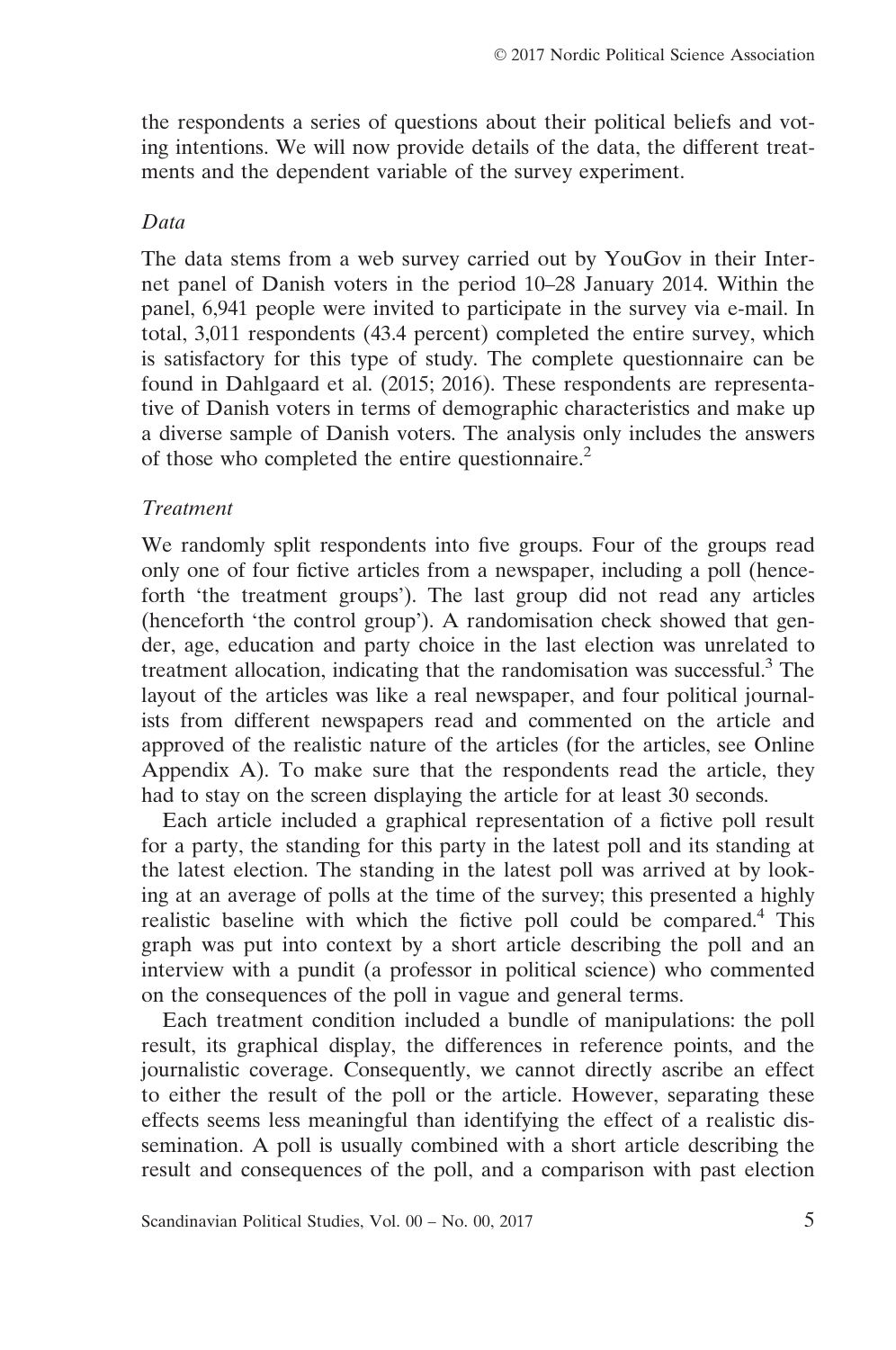the respondents a series of questions about their political beliefs and voting intentions. We will now provide details of the data, the different treatments and the dependent variable of the survey experiment.

### *Data*

The data stems from a web survey carried out by YouGov in their Internet panel of Danish voters in the period 10–28 January 2014. Within the panel, 6,941 people were invited to participate in the survey via e-mail. In total, 3,011 respondents (43.4 percent) completed the entire survey, which is satisfactory for this type of study. The complete questionnaire can be found in Dahlgaard et al. (2015; 2016). These respondents are representative of Danish voters in terms of demographic characteristics and make up a diverse sample of Danish voters. The analysis only includes the answers of those who completed the entire questionnaire.[2]

### *Treatment*

We randomly split respondents into five groups. Four of the groups read only one of four fictive articles from a newspaper, including a poll (henceforth 'the treatment groups'). The last group did not read any articles (henceforth 'the control group'). A randomisation check showed that gender, age, education and party choice in the last election was unrelated to treatment allocation, indicating that the randomisation was successful.[3] The layout of the articles was like a real newspaper, and four political journalists from different newspapers read and commented on the article and approved of the realistic nature of the articles (for the articles, see Online Appendix A). To make sure that the respondents read the article, they had to stay on the screen displaying the article for at least 30 seconds.

Each article included a graphical representation of a fictive poll result for a party, the standing for this party in the latest poll and its standing at the latest election. The standing in the latest poll was arrived at by looking at an average of polls at the time of the survey; this presented a highly realistic baseline with which the fictive poll could be compared.[4] This graph was put into context by a short article describing the poll and an interview with a pundit (a professor in political science) who commented on the consequences of the poll in vague and general terms.

Each treatment condition included a bundle of manipulations: the poll result, its graphical display, the differences in reference points, and the journalistic coverage. Consequently, we cannot directly ascribe an effect to either the result of the poll or the article. However, separating these effects seems less meaningful than identifying the effect of a realistic dissemination. A poll is usually combined with a short article describing the result and consequences of the poll, and a comparison with past election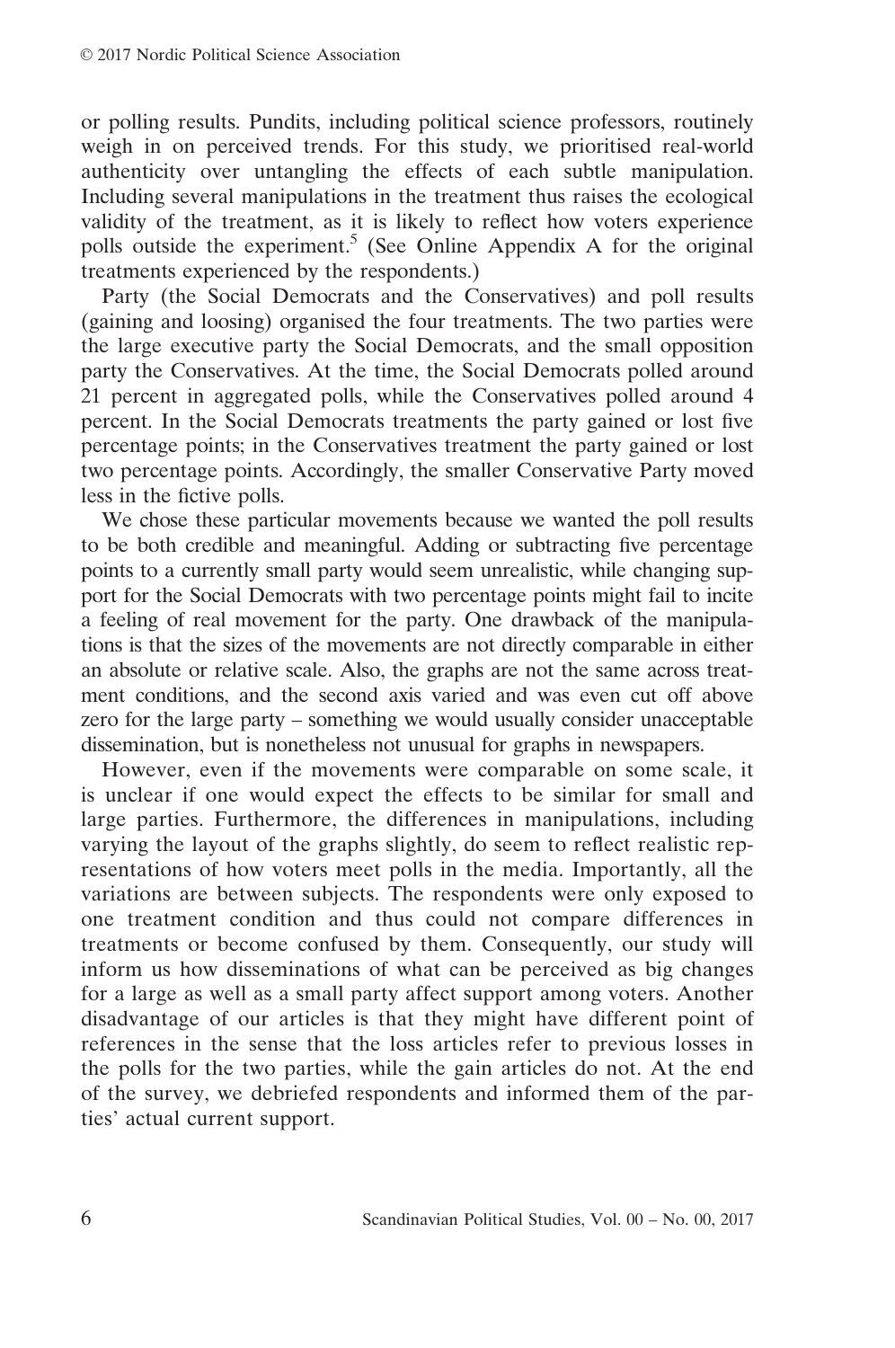or polling results. Pundits, including political science professors, routinely weigh in on perceived trends. For this study, we prioritised real-world authenticity over untangling the effects of each subtle manipulation. Including several manipulations in the treatment thus raises the ecological validity of the treatment, as it is likely to reflect how voters experience polls outside the experiment.[5] (See Online Appendix A for the original treatments experienced by the respondents.)

Party (the Social Democrats and the Conservatives) and poll results (gaining and loosing) organised the four treatments. The two parties were the large executive party the Social Democrats, and the small opposition party the Conservatives. At the time, the Social Democrats polled around 21 percent in aggregated polls, while the Conservatives polled around 4 percent. In the Social Democrats treatments the party gained or lost five percentage points; in the Conservatives treatment the party gained or lost two percentage points. Accordingly, the smaller Conservative Party moved less in the fictive polls.

We chose these particular movements because we wanted the poll results to be both credible and meaningful. Adding or subtracting five percentage points to a currently small party would seem unrealistic, while changing support for the Social Democrats with two percentage points might fail to incite a feeling of real movement for the party. One drawback of the manipulations is that the sizes of the movements are not directly comparable in either an absolute or relative scale. Also, the graphs are not the same across treatment conditions, and the second axis varied and was even cut off above zero for the large party – something we would usually consider unacceptable dissemination, but is nonetheless not unusual for graphs in newspapers.

However, even if the movements were comparable on some scale, it is unclear if one would expect the effects to be similar for small and large parties. Furthermore, the differences in manipulations, including varying the layout of the graphs slightly, do seem to reflect realistic representations of how voters meet polls in the media. Importantly, all the variations are between subjects. The respondents were only exposed to one treatment condition and thus could not compare differences in treatments or become confused by them. Consequently, our study will inform us how disseminations of what can be perceived as big changes for a large as well as a small party affect support among voters. Another disadvantage of our articles is that they might have different point of references in the sense that the loss articles refer to previous losses in the polls for the two parties, while the gain articles do not. At the end of the survey, we debriefed respondents and informed them of the parties' actual current support.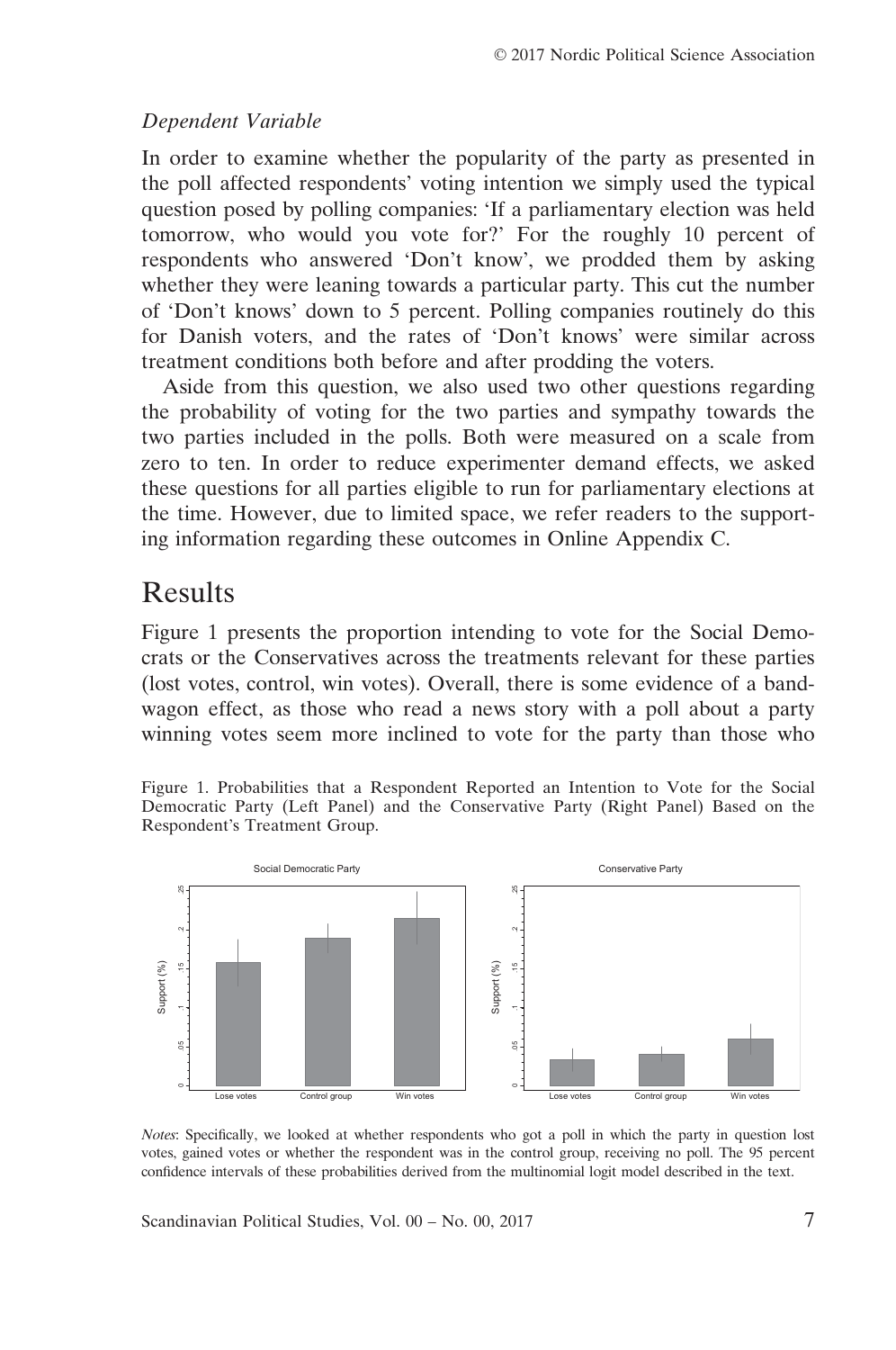*Dependent Variable*

In order to examine whether the popularity of the party as presented in the poll affected respondents' voting intention we simply used the typical question posed by polling companies: 'If a parliamentary election was held tomorrow, who would you vote for?' For the roughly 10 percent of respondents who answered 'Don't know', we prodded them by asking whether they were leaning towards a particular party. This cut the number of 'Don't knows' down to 5 percent. Polling companies routinely do this for Danish voters, and the rates of 'Don't knows' were similar across treatment conditions both before and after prodding the voters.

Aside from this question, we also used two other questions regarding the probability of voting for the two parties and sympathy towards the two parties included in the polls. Both were measured on a scale from zero to ten. In order to reduce experimenter demand effects, we asked these questions for all parties eligible to run for parliamentary elections at the time. However, due to limited space, we refer readers to the supporting information regarding these outcomes in Online Appendix C.

# Results

Figure 1 presents the proportion intending to vote for the Social Democrats or the Conservatives across the treatments relevant for these parties (lost votes, control, win votes). Overall, there is some evidence of a bandwagon effect, as those who read a news story with a poll about a party winning votes seem more inclined to vote for the party than those who

Figure 1. Probabilities that a Respondent Reported an Intention to Vote for the Social Democratic Party (Left Panel) and the Conservative Party (Right Panel) Based on the Respondent's Treatment Group.

*Notes*: Specifically, we looked at whether respondents who got a poll in which the party in question lost votes, gained votes or whether the respondent was in the control group, receiving no poll. The 95 percent confidence intervals of these probabilities derived from the multinomial logit model described in the text.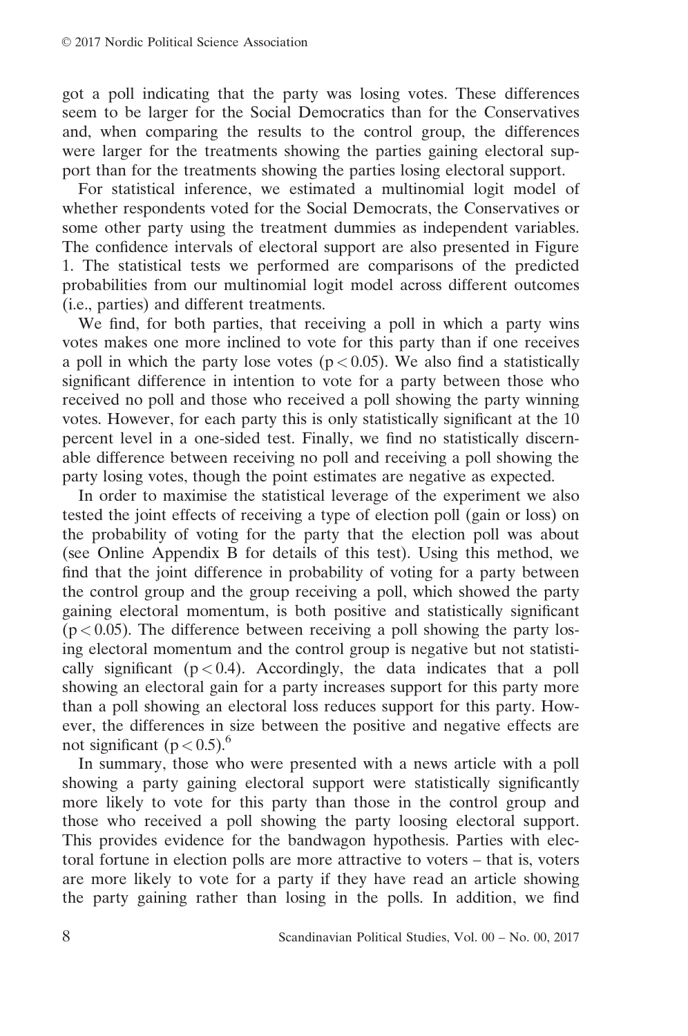got a poll indicating that the party was losing votes. These differences seem to be larger for the Social Democratics than for the Conservatives and, when comparing the results to the control group, the differences were larger for the treatments showing the parties gaining electoral support than for the treatments showing the parties losing electoral support.

For statistical inference, we estimated a multinomial logit model of whether respondents voted for the Social Democrats, the Conservatives or some other party using the treatment dummies as independent variables. The confidence intervals of electoral support are also presented in Figure 1. The statistical tests we performed are comparisons of the predicted probabilities from our multinomial logit model across different outcomes (i.e., parties) and different treatments.

We find, for both parties, that receiving a poll in which a party wins votes makes one more inclined to vote for this party than if one receives a poll in which the party lose votes ($p < 0.05$). We also find a statistically significant difference in intention to vote for a party between those who received no poll and those who received a poll showing the party winning votes. However, for each party this is only statistically significant at the 10 percent level in a one-sided test. Finally, we find no statistically discernable difference between receiving no poll and receiving a poll showing the party losing votes, though the point estimates are negative as expected.

In order to maximise the statistical leverage of the experiment we also tested the joint effects of receiving a type of election poll (gain or loss) on the probability of voting for the party that the election poll was about (see Online Appendix B for details of this test). Using this method, we find that the joint difference in probability of voting for a party between the control group and the group receiving a poll, which showed the party gaining electoral momentum, is both positive and statistically significant ($p < 0.05$). The difference between receiving a poll showing the party losing electoral momentum and the control group is negative but not statistically significant ($p < 0.4$). Accordingly, the data indicates that a poll showing an electoral gain for a party increases support for this party more than a poll showing an electoral loss reduces support for this party. However, the differences in size between the positive and negative effects are not significant ($p < 0.5$).[6]

In summary, those who were presented with a news article with a poll showing a party gaining electoral support were statistically significantly more likely to vote for this party than those in the control group and those who received a poll showing the party loosing electoral support. This provides evidence for the bandwagon hypothesis. Parties with electoral fortune in election polls are more attractive to voters – that is, voters are more likely to vote for a party if they have read an article showing the party gaining rather than losing in the polls. In addition, we find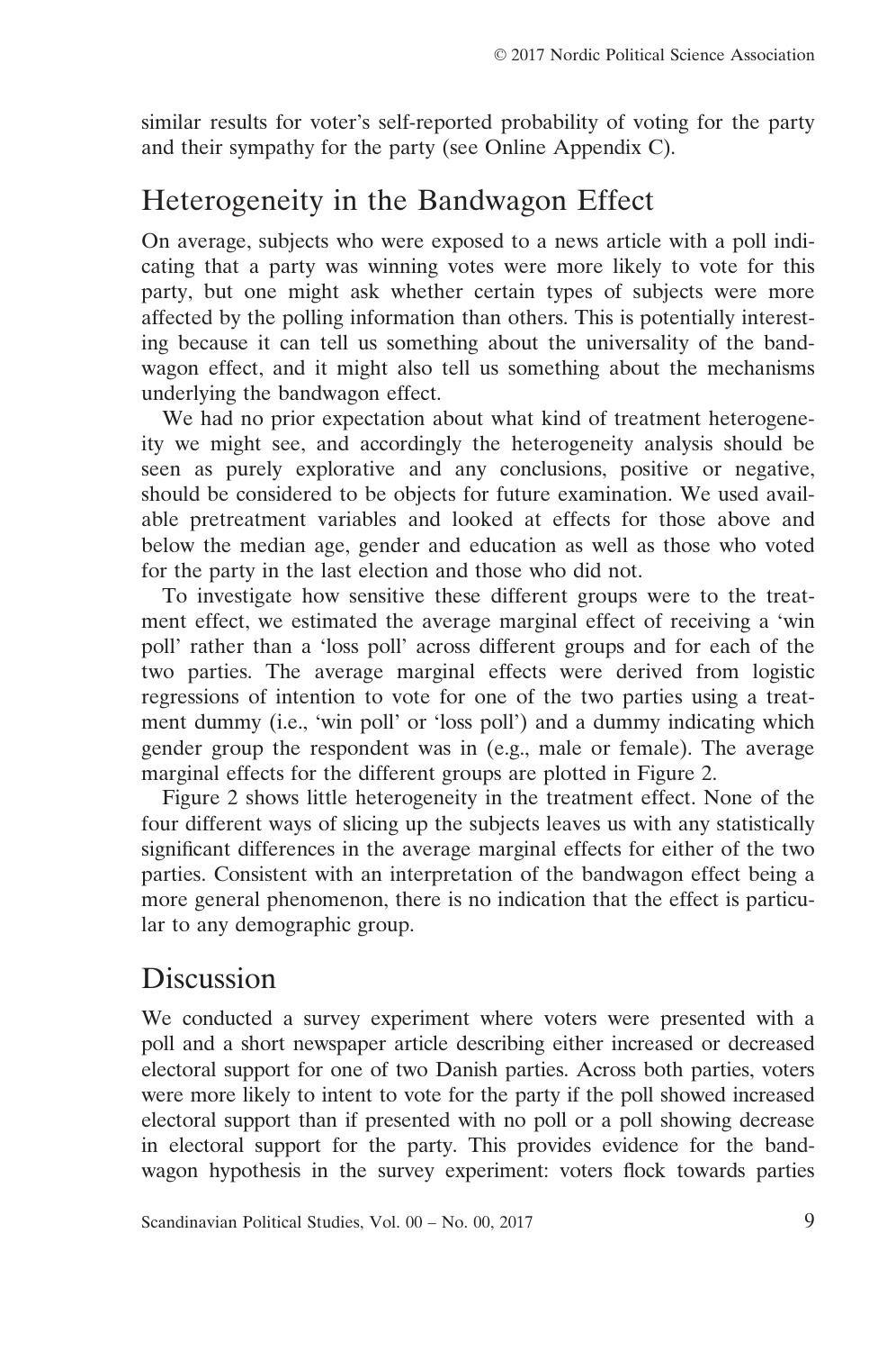similar results for voter's self-reported probability of voting for the party and their sympathy for the party (see Online Appendix C).

## Heterogeneity in the Bandwagon Effect

On average, subjects who were exposed to a news article with a poll indicating that a party was winning votes were more likely to vote for this party, but one might ask whether certain types of subjects were more affected by the polling information than others. This is potentially interesting because it can tell us something about the universality of the bandwagon effect, and it might also tell us something about the mechanisms underlying the bandwagon effect.

We had no prior expectation about what kind of treatment heterogeneity we might see, and accordingly the heterogeneity analysis should be seen as purely explorative and any conclusions, positive or negative, should be considered to be objects for future examination. We used available pretreatment variables and looked at effects for those above and below the median age, gender and education as well as those who voted for the party in the last election and those who did not.

To investigate how sensitive these different groups were to the treatment effect, we estimated the average marginal effect of receiving a 'win poll' rather than a 'loss poll' across different groups and for each of the two parties. The average marginal effects were derived from logistic regressions of intention to vote for one of the two parties using a treatment dummy (i.e., 'win poll' or 'loss poll') and a dummy indicating which gender group the respondent was in (e.g., male or female). The average marginal effects for the different groups are plotted in Figure 2.

Figure 2 shows little heterogeneity in the treatment effect. None of the four different ways of slicing up the subjects leaves us with any statistically significant differences in the average marginal effects for either of the two parties. Consistent with an interpretation of the bandwagon effect being a more general phenomenon, there is no indication that the effect is particular to any demographic group.

## Discussion

We conducted a survey experiment where voters were presented with a poll and a short newspaper article describing either increased or decreased electoral support for one of two Danish parties. Across both parties, voters were more likely to intent to vote for the party if the poll showed increased electoral support than if presented with no poll or a poll showing decrease in electoral support for the party. This provides evidence for the bandwagon hypothesis in the survey experiment: voters flock towards parties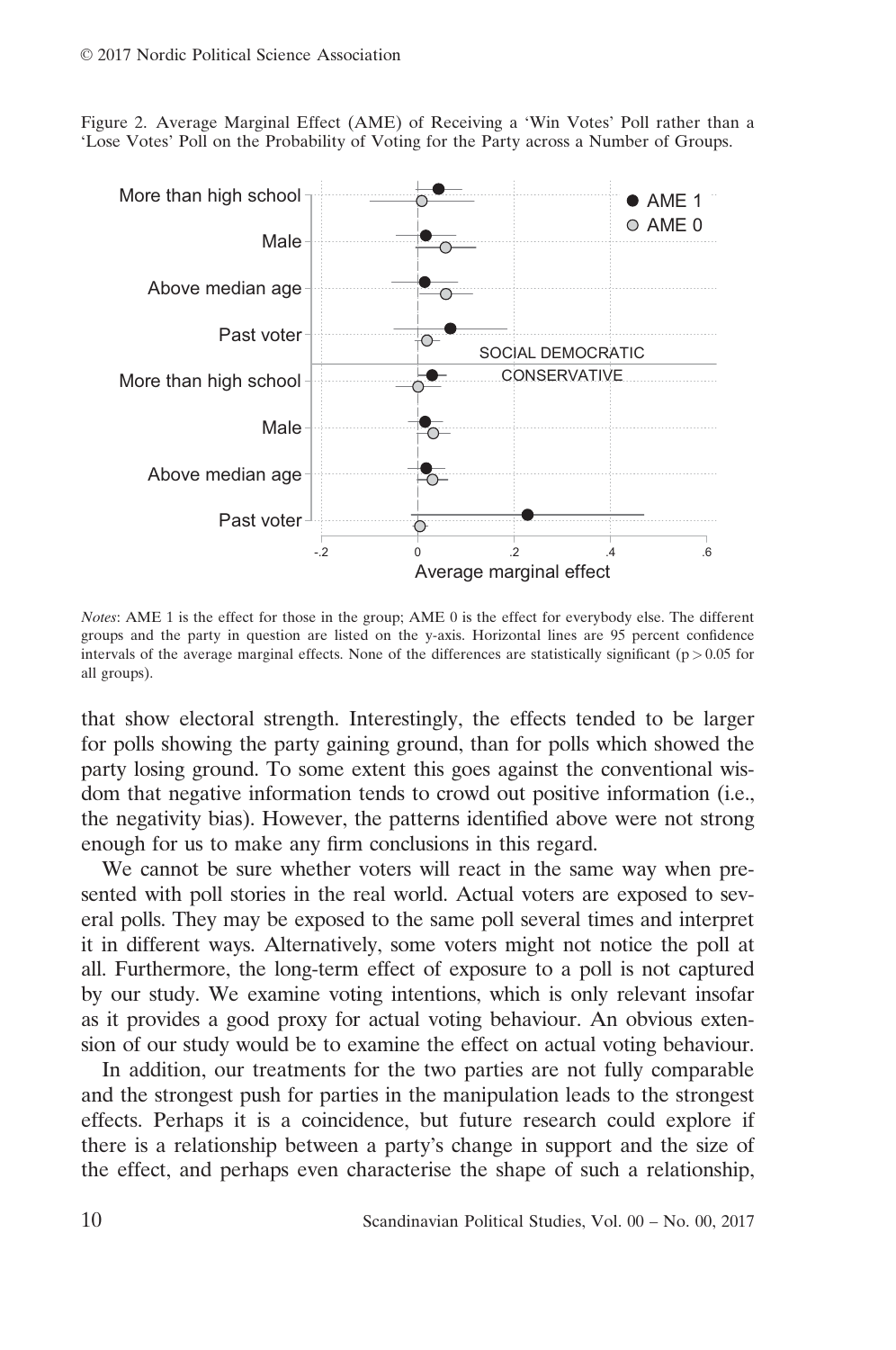Figure 2. Average Marginal Effect (AME) of Receiving a 'Win Votes' Poll rather than a 'Lose Votes' Poll on the Probability of Voting for the Party across a Number of Groups.

*Notes*: AME 1 is the effect for those in the group; AME 0 is the effect for everybody else. The different groups and the party in question are listed on the y-axis. Horizontal lines are 95 percent confidence intervals of the average marginal effects. None of the differences are statistically significant ($p > 0.05$ for all groups).

that show electoral strength. Interestingly, the effects tended to be larger for polls showing the party gaining ground, than for polls which showed the party losing ground. To some extent this goes against the conventional wisdom that negative information tends to crowd out positive information (i.e., the negativity bias). However, the patterns identified above were not strong enough for us to make any firm conclusions in this regard.

We cannot be sure whether voters will react in the same way when presented with poll stories in the real world. Actual voters are exposed to several polls. They may be exposed to the same poll several times and interpret it in different ways. Alternatively, some voters might not notice the poll at all. Furthermore, the long-term effect of exposure to a poll is not captured by our study. We examine voting intentions, which is only relevant insofar as it provides a good proxy for actual voting behaviour. An obvious extension of our study would be to examine the effect on actual voting behaviour.

In addition, our treatments for the two parties are not fully comparable and the strongest push for parties in the manipulation leads to the strongest effects. Perhaps it is a coincidence, but future research could explore if there is a relationship between a party's change in support and the size of the effect, and perhaps even characterise the shape of such a relationship,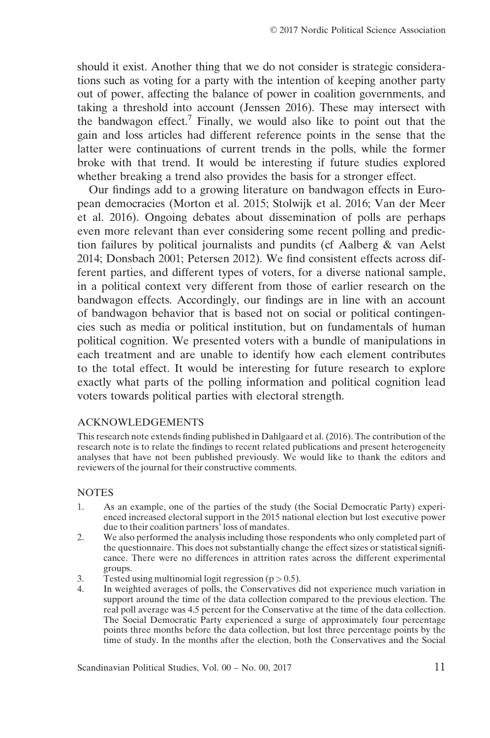should it exist. Another thing that we do not consider is strategic considerations such as voting for a party with the intention of keeping another party out of power, affecting the balance of power in coalition governments, and taking a threshold into account (Jenssen 2016). These may intersect with the bandwagon effect.[7] Finally, we would also like to point out that the gain and loss articles had different reference points in the sense that the latter were continuations of current trends in the polls, while the former broke with that trend. It would be interesting if future studies explored whether breaking a trend also provides the basis for a stronger effect.

Our findings add to a growing literature on bandwagon effects in European democracies (Morton et al. 2015; Stolwijk et al. 2016; Van der Meer et al. 2016). Ongoing debates about dissemination of polls are perhaps even more relevant than ever considering some recent polling and prediction failures by political journalists and pundits (cf Aalberg & van Aelst 2014; Donsbach 2001; Petersen 2012). We find consistent effects across different parties, and different types of voters, for a diverse national sample, in a political context very different from those of earlier research on the bandwagon effects. Accordingly, our findings are in line with an account of bandwagon behavior that is based not on social or political contingencies such as media or political institution, but on fundamentals of human political cognition. We presented voters with a bundle of manipulations in each treatment and are unable to identify how each element contributes to the total effect. It would be interesting for future research to explore exactly what parts of the polling information and political cognition lead voters towards political parties with electoral strength.

## ACKNOWLEDGEMENTS

This research note extends finding published in Dahlgaard et al. (2016). The contribution of the research note is to relate the findings to recent related publications and present heterogeneity analyses that have not been published previously. We would like to thank the editors and reviewers of the journal for their constructive comments.

## NOTES

1. As an example, one of the parties of the study (the Social Democratic Party) experienced increased electoral support in the 2015 national election but lost executive power due to their coalition partners' loss of mandates.
2. We also performed the analysis including those respondents who only completed part of the questionnaire. This does not substantially change the effect sizes or statistical significance. There were no differences in attrition rates across the different experimental groups.
3. Tested using multinomial logit regression ($p > 0.5$).
4. In weighted averages of polls, the Conservatives did not experience much variation in support around the time of the data collection compared to the previous election. The real poll average was 4.5 percent for the Conservative at the time of the data collection. The Social Democratic Party experienced a surge of approximately four percentage points three months before the data collection, but lost three percentage points by the time of study. In the months after the election, both the Conservatives and the Social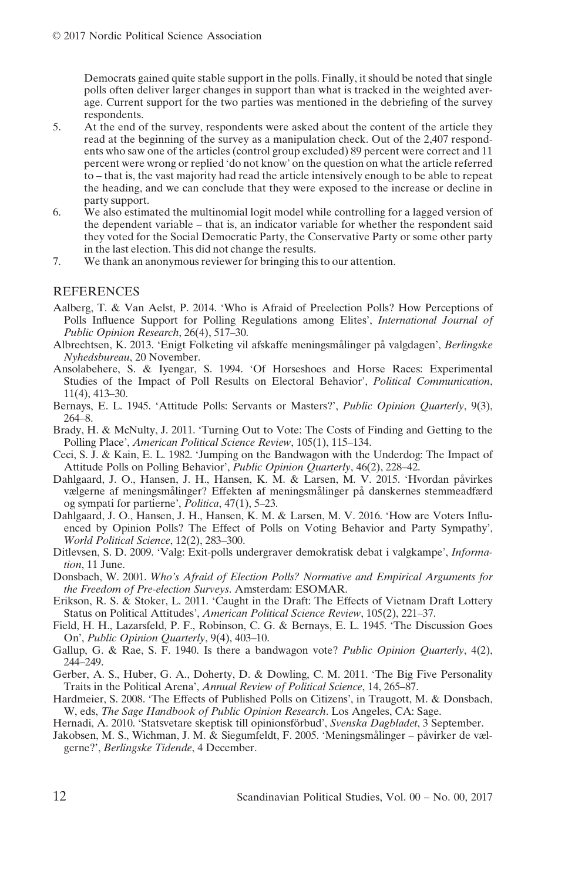Democrats gained quite stable support in the polls. Finally, it should be noted that single polls often deliver larger changes in support than what is tracked in the weighted average. Current support for the two parties was mentioned in the debriefing of the survey respondents.

5. At the end of the survey, respondents were asked about the content of the article they read at the beginning of the survey as a manipulation check. Out of the 2,407 respondents who saw one of the articles (control group excluded) 89 percent were correct and 11 percent were wrong or replied 'do not know' on the question on what the article referred to – that is, the vast majority had read the article intensively enough to be able to repeat the heading, and we can conclude that they were exposed to the increase or decline in party support.
6. We also estimated the multinomial logit model while controlling for a lagged version of the dependent variable – that is, an indicator variable for whether the respondent said they voted for the Social Democratic Party, the Conservative Party or some other party in the last election. This did not change the results.
7. We thank an anonymous reviewer for bringing this to our attention.

## REFERENCES

Aalberg, T. & Van Aelst, P. 2014. 'Who is Afraid of Preelection Polls? How Perceptions of Polls Influence Support for Polling Regulations among Elites', *International Journal of Public Opinion Research*, 26(4), 517–30.

Albrechtsen, K. 2013. 'Enigt Folketing vil afskaffe meningsmålinger på valgdagen', *Berlingske Nyhedsbureau*, 20 November.

Ansolabehere, S. & Iyengar, S. 1994. 'Of Horseshoes and Horse Races: Experimental Studies of the Impact of Poll Results on Electoral Behavior', *Political Communication*, 11(4), 413–30.

Bernays, E. L. 1945. 'Attitude Polls: Servants or Masters?', *Public Opinion Quarterly*, 9(3), 264–8.

Brady, H. & McNulty, J. 2011. 'Turning Out to Vote: The Costs of Finding and Getting to the Polling Place', *American Political Science Review*, 105(1), 115–134.

Ceci, S. J. & Kain, E. L. 1982. 'Jumping on the Bandwagon with the Underdog: The Impact of Attitude Polls on Polling Behavior', *Public Opinion Quarterly*, 46(2), 228–42.

Dahlgaard, J. O., Hansen, J. H., Hansen, K. M. & Larsen, M. V. 2015. 'Hvordan påvirkes vælgerne af meningsmålinger? Effekten af meningsmålinger på danskernes stemmeadfærd og sympati for partierne', *Politica*, 47(1), 5–23.

Dahlgaard, J. O., Hansen, J. H., Hansen, K. M. & Larsen, M. V. 2016. 'How are Voters Influenced by Opinion Polls? The Effect of Polls on Voting Behavior and Party Sympathy', *World Political Science*, 12(2), 283–300.

Ditlevsen, S. D. 2009. 'Valg: Exit-polls undergraver demokratisk debat i valgkampe', *Information*, 11 June.

Donsbach, W. 2001. *Who's Afraid of Election Polls? Normative and Empirical Arguments for the Freedom of Pre-election Surveys*. Amsterdam: ESOMAR.

Erikson, R. S. & Stoker, L. 2011. 'Caught in the Draft: The Effects of Vietnam Draft Lottery Status on Political Attitudes', *American Political Science Review*, 105(2), 221–37.

Field, H. H., Lazarsfeld, P. F., Robinson, C. G. & Bernays, E. L. 1945. 'The Discussion Goes On', *Public Opinion Quarterly*, 9(4), 403–10.

Gallup, G. & Rae, S. F. 1940. Is there a bandwagon vote? *Public Opinion Quarterly*, 4(2), 244–249.

Gerber, A. S., Huber, G. A., Doherty, D. & Dowling, C. M. 2011. 'The Big Five Personality Traits in the Political Arena', *Annual Review of Political Science*, 14, 265–87.

Hardmeier, S. 2008. 'The Effects of Published Polls on Citizens', in Traugott, M. & Donsbach, W, eds, *The Sage Handbook of Public Opinion Research*. Los Angeles, CA: Sage.

Hernadi, A. 2010. 'Statsvetare skeptisk till opinionsförbud', *Svenska Dagbladet*, 3 September.

Jakobsen, M. S., Wichman, J. M. & Siegumfeldt, F. 2005. 'Meningsmålinger – påvirker de vælgerne?', *Berlingske Tidende*, 4 December.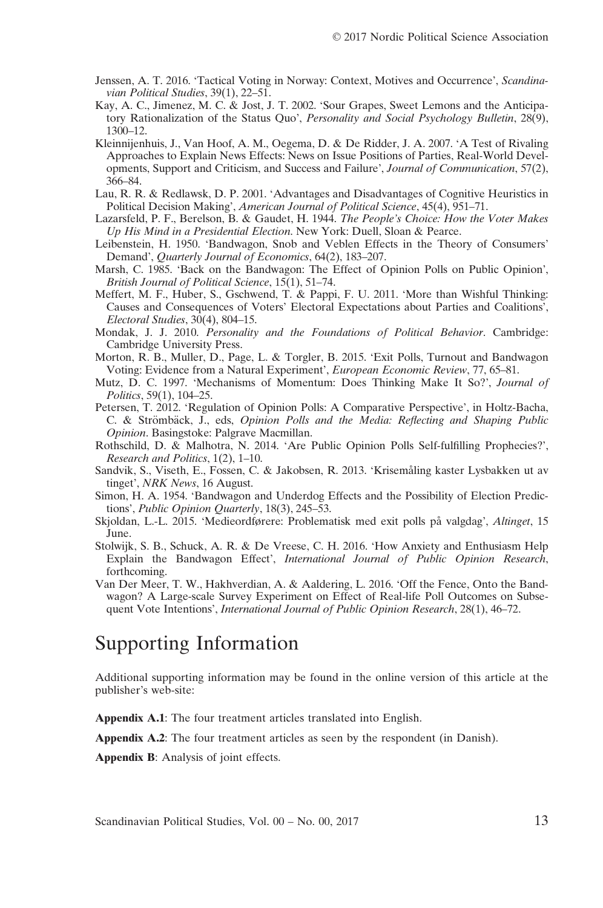Jenssen, A. T. 2016. 'Tactical Voting in Norway: Context, Motives and Occurrence', *Scandinavian Political Studies*, 39(1), 22–51.

Kay, A. C., Jimenez, M. C. & Jost, J. T. 2002. 'Sour Grapes, Sweet Lemons and the Anticipatory Rationalization of the Status Quo', *Personality and Social Psychology Bulletin*, 28(9), 1300–12.

Kleinnijenhuis, J., Van Hoof, A. M., Oegema, D. & De Ridder, J. A. 2007. 'A Test of Rivaling Approaches to Explain News Effects: News on Issue Positions of Parties, Real-World Developments, Support and Criticism, and Success and Failure', *Journal of Communication*, 57(2), 366–84.

Lau, R. R. & Redlawsk, D. P. 2001. 'Advantages and Disadvantages of Cognitive Heuristics in Political Decision Making', *American Journal of Political Science*, 45(4), 951–71.

Lazarsfeld, P. F., Berelson, B. & Gaudet, H. 1944. *The People's Choice: How the Voter Makes Up His Mind in a Presidential Election*. New York: Duell, Sloan & Pearce.

Leibenstein, H. 1950. 'Bandwagon, Snob and Veblen Effects in the Theory of Consumers' Demand', *Quarterly Journal of Economics*, 64(2), 183–207.

Marsh, C. 1985. 'Back on the Bandwagon: The Effect of Opinion Polls on Public Opinion', *British Journal of Political Science*, 15(1), 51–74.

Meffert, M. F., Huber, S., Gschwend, T. & Pappi, F. U. 2011. 'More than Wishful Thinking: Causes and Consequences of Voters' Electoral Expectations about Parties and Coalitions', *Electoral Studies*, 30(4), 804–15.

Mondak, J. J. 2010. *Personality and the Foundations of Political Behavior*. Cambridge: Cambridge University Press.

Morton, R. B., Muller, D., Page, L. & Torgler, B. 2015. 'Exit Polls, Turnout and Bandwagon Voting: Evidence from a Natural Experiment', *European Economic Review*, 77, 65–81.

Mutz, D. C. 1997. 'Mechanisms of Momentum: Does Thinking Make It So?', *Journal of Politics*, 59(1), 104–25.

Petersen, T. 2012. 'Regulation of Opinion Polls: A Comparative Perspective', in Holtz-Bacha, C. & Strömbäck, J., eds, *Opinion Polls and the Media: Reflecting and Shaping Public Opinion*. Basingstoke: Palgrave Macmillan.

Rothschild, D. & Malhotra, N. 2014. 'Are Public Opinion Polls Self-fulfilling Prophecies?', *Research and Politics*, 1(2), 1–10.

Sandvik, S., Viseth, E., Fossen, C. & Jakobsen, R. 2013. 'Krisemåling kaster Lysbakken ut av tinget', *NRK News*, 16 August.

Simon, H. A. 1954. 'Bandwagon and Underdog Effects and the Possibility of Election Predictions', *Public Opinion Quarterly*, 18(3), 245–53.

Skjoldan, L.-L. 2015. 'Medieordførere: Problematisk med exit polls på valgdag', *Altinget*, 15 June.

Stolwijk, S. B., Schuck, A. R. & De Vreese, C. H. 2016. 'How Anxiety and Enthusiasm Help Explain the Bandwagon Effect', *International Journal of Public Opinion Research*, forthcoming.

Van Der Meer, T. W., Hakhverdian, A. & Aaldering, L. 2016. 'Off the Fence, Onto the Bandwagon? A Large-scale Survey Experiment on Effect of Real-life Poll Outcomes on Subsequent Vote Intentions', *International Journal of Public Opinion Research*, 28(1), 46–72.

# Supporting Information

Additional supporting information may be found in the online version of this article at the publisher's web-site:

**Appendix A.1**: The four treatment articles translated into English.

**Appendix A.2**: The four treatment articles as seen by the respondent (in Danish).

**Appendix B**: Analysis of joint effects.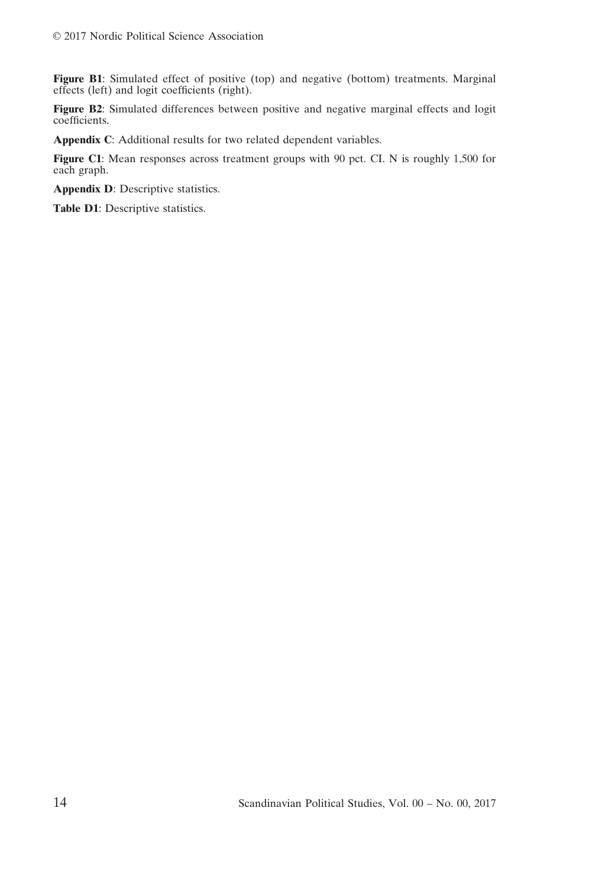**Figure B1**: Simulated effect of positive (top) and negative (bottom) treatments. Marginal effects (left) and logit coefficients (right).

**Figure B2**: Simulated differences between positive and negative marginal effects and logit coefficients.

**Appendix C**: Additional results for two related dependent variables.

**Figure C1**: Mean responses across treatment groups with 90 pct. CI. N is roughly 1,500 for each graph.

**Appendix D**: Descriptive statistics.

**Table D1**: Descriptive statistics.